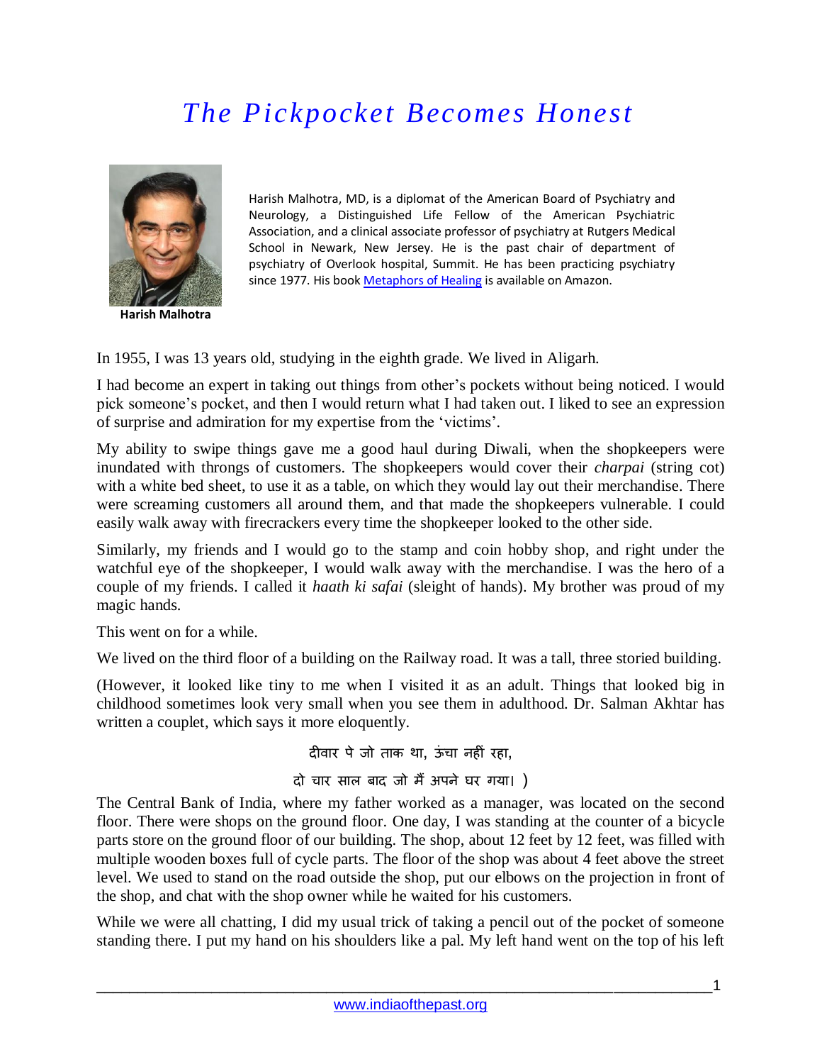# *The Pickpocket Becomes Honest*

**Harish Malhotra**

Harish Malhotra, MD, is a diplomat of the American Board of Psychiatry and Neurology, a Distinguished Life Fellow of the American Psychiatric Association, and a clinical associate professor of psychiatry at Rutgers Medical School in Newark, New Jersey. He is the past chair of department of psychiatry of Overlook hospital, Summit. He has been practicing psychiatry since 1977. His book [Metaphors of Healing] is available on Amazon.

In 1955, I was 13 years old, studying in the eighth grade. We lived in Aligarh.

I had become an expert in taking out things from other's pockets without being noticed. I would pick someone's pocket, and then I would return what I had taken out. I liked to see an expression of surprise and admiration for my expertise from the 'victims'.

My ability to swipe things gave me a good haul during Diwali, when the shopkeepers were inundated with throngs of customers. The shopkeepers would cover their *charpai* (string cot) with a white bed sheet, to use it as a table, on which they would lay out their merchandise. There were screaming customers all around them, and that made the shopkeepers vulnerable. I could easily walk away with firecrackers every time the shopkeeper looked to the other side.

Similarly, my friends and I would go to the stamp and coin hobby shop, and right under the watchful eye of the shopkeeper, I would walk away with the merchandise. I was the hero of a couple of my friends. I called it *haath ki safai* (sleight of hands). My brother was proud of my magic hands.

This went on for a while.

We lived on the third floor of a building on the Railway road. It was a tall, three storied building.

(However, it looked like tiny to me when I visited it as an adult. Things that looked big in childhood sometimes look very small when you see them in adulthood. Dr. Salman Akhtar has written a couplet, which says it more eloquently.

दीवार पे जो ताक था, ऊंचा नहीं रहा,

दो चार साल बाद जो मैं अपने घर गया। )

The Central Bank of India, where my father worked as a manager, was located on the second floor. There were shops on the ground floor. One day, I was standing at the counter of a bicycle parts store on the ground floor of our building. The shop, about 12 feet by 12 feet, was filled with multiple wooden boxes full of cycle parts. The floor of the shop was about 4 feet above the street level. We used to stand on the road outside the shop, put our elbows on the projection in front of the shop, and chat with the shop owner while he waited for his customers.

While we were all chatting, I did my usual trick of taking a pencil out of the pocket of someone standing there. I put my hand on his shoulders like a pal. My left hand went on the top of his left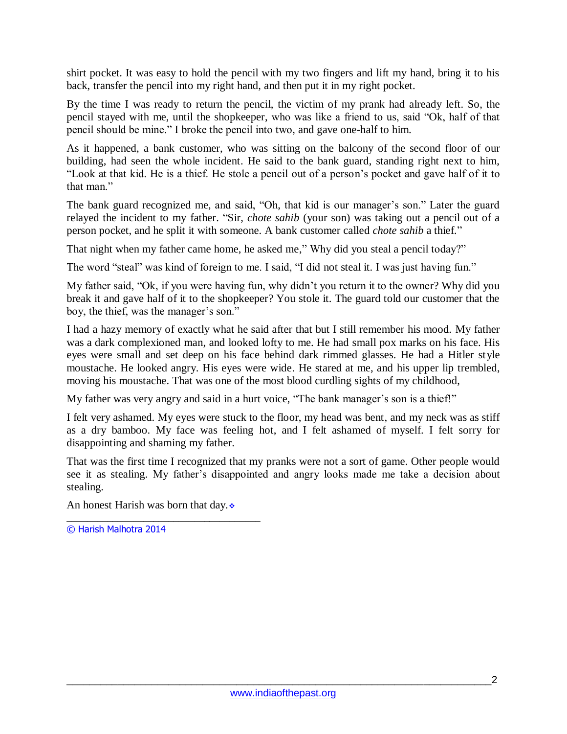shirt pocket. It was easy to hold the pencil with my two fingers and lift my hand, bring it to his back, transfer the pencil into my right hand, and then put it in my right pocket.

By the time I was ready to return the pencil, the victim of my prank had already left. So, the pencil stayed with me, until the shopkeeper, who was like a friend to us, said "Ok, half of that pencil should be mine." I broke the pencil into two, and gave one-half to him.

As it happened, a bank customer, who was sitting on the balcony of the second floor of our building, had seen the whole incident. He said to the bank guard, standing right next to him, "Look at that kid. He is a thief. He stole a pencil out of a person's pocket and gave half of it to that man."

The bank guard recognized me, and said, "Oh, that kid is our manager's son." Later the guard relayed the incident to my father. "Sir, *chote sahib* (your son) was taking out a pencil out of a person pocket, and he split it with someone. A bank customer called *chote sahib* a thief."

That night when my father came home, he asked me," Why did you steal a pencil today?"

The word "steal" was kind of foreign to me. I said, "I did not steal it. I was just having fun."

My father said, "Ok, if you were having fun, why didn't you return it to the owner? Why did you break it and gave half of it to the shopkeeper? You stole it. The guard told our customer that the boy, the thief, was the manager's son."

I had a hazy memory of exactly what he said after that but I still remember his mood. My father was a dark complexioned man, and looked lofty to me. He had small pox marks on his face. His eyes were small and set deep on his face behind dark rimmed glasses. He had a Hitler style moustache. He looked angry. His eyes were wide. He stared at me, and his upper lip trembled, moving his moustache. That was one of the most blood curdling sights of my childhood,

My father was very angry and said in a hurt voice, "The bank manager's son is a thief!"

I felt very ashamed. My eyes were stuck to the floor, my head was bent, and my neck was as stiff as a dry bamboo. My face was feeling hot, and I felt ashamed of myself. I felt sorry for disappointing and shaming my father.

That was the first time I recognized that my pranks were not a sort of game. Other people would see it as stealing. My father's disappointed and angry looks made me take a decision about stealing.

An honest Harish was born that day.❖

---

© Harish Malhotra 2014